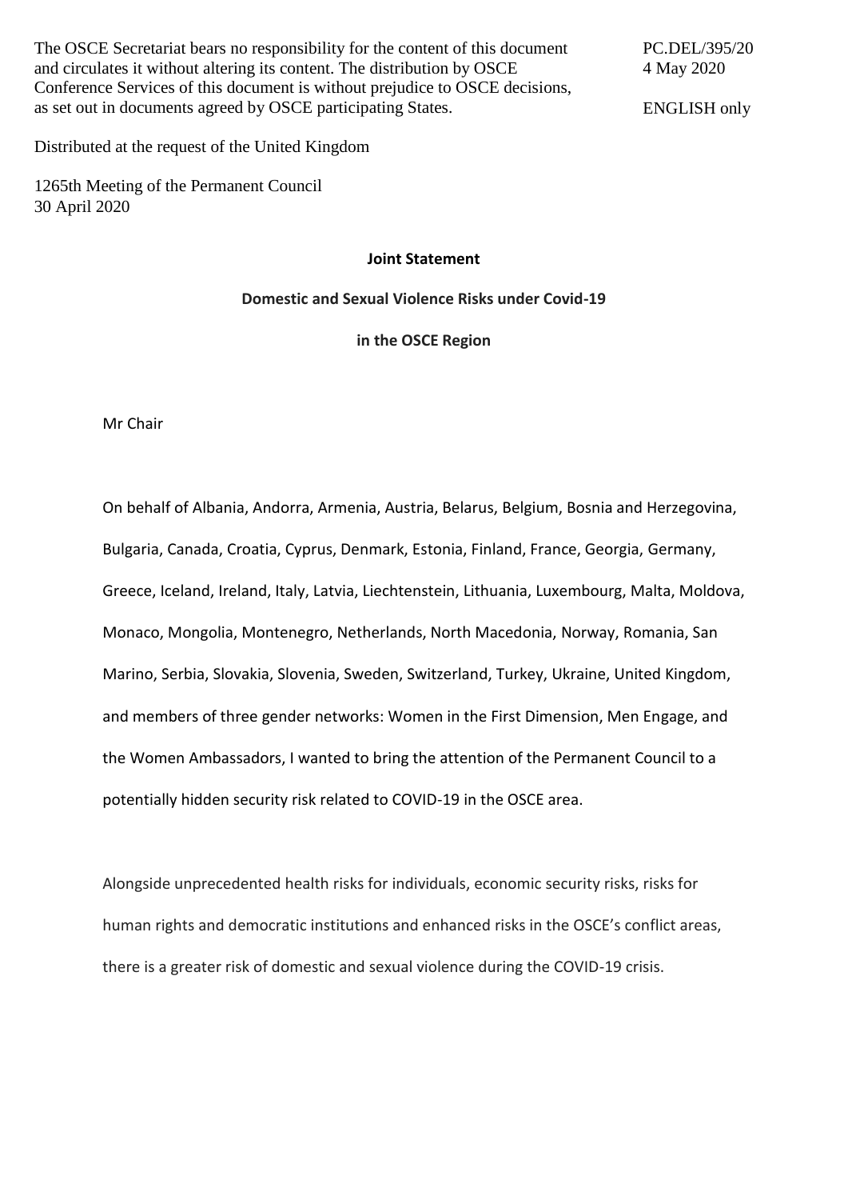The OSCE Secretariat bears no responsibility for the content of this document and circulates it without altering its content. The distribution by OSCE Conference Services of this document is without prejudice to OSCE decisions, as set out in documents agreed by OSCE participating States.

PC.DEL/395/20
4 May 2020

ENGLISH only

Distributed at the request of the United Kingdom

1265th Meeting of the Permanent Council
30 April 2020

**Joint Statement**

**Domestic and Sexual Violence Risks under Covid-19**

**in the OSCE Region**

Mr Chair

On behalf of Albania, Andorra, Armenia, Austria, Belarus, Belgium, Bosnia and Herzegovina, Bulgaria, Canada, Croatia, Cyprus, Denmark, Estonia, Finland, France, Georgia, Germany, Greece, Iceland, Ireland, Italy, Latvia, Liechtenstein, Lithuania, Luxembourg, Malta, Moldova, Monaco, Mongolia, Montenegro, Netherlands, North Macedonia, Norway, Romania, San Marino, Serbia, Slovakia, Slovenia, Sweden, Switzerland, Turkey, Ukraine, United Kingdom, and members of three gender networks: Women in the First Dimension, Men Engage, and the Women Ambassadors, I wanted to bring the attention of the Permanent Council to a potentially hidden security risk related to COVID-19 in the OSCE area.

Alongside unprecedented health risks for individuals, economic security risks, risks for human rights and democratic institutions and enhanced risks in the OSCE's conflict areas, there is a greater risk of domestic and sexual violence during the COVID-19 crisis.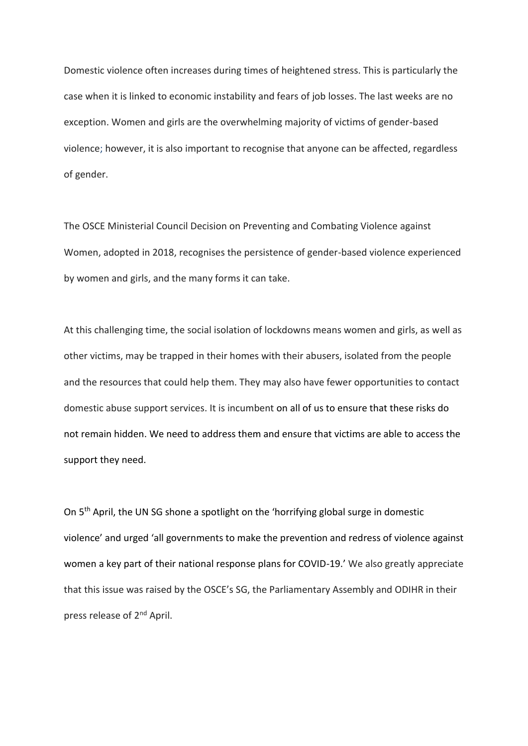Domestic violence often increases during times of heightened stress. This is particularly the case when it is linked to economic instability and fears of job losses. The last weeks are no exception. Women and girls are the overwhelming majority of victims of gender-based violence; however, it is also important to recognise that anyone can be affected, regardless of gender.

The OSCE Ministerial Council Decision on Preventing and Combating Violence against Women, adopted in 2018, recognises the persistence of gender-based violence experienced by women and girls, and the many forms it can take.

At this challenging time, the social isolation of lockdowns means women and girls, as well as other victims, may be trapped in their homes with their abusers, isolated from the people and the resources that could help them. They may also have fewer opportunities to contact domestic abuse support services. It is incumbent on all of us to ensure that these risks do not remain hidden. We need to address them and ensure that victims are able to access the support they need.

On 5th April, the UN SG shone a spotlight on the 'horrifying global surge in domestic violence' and urged 'all governments to make the prevention and redress of violence against women a key part of their national response plans for COVID-19.' We also greatly appreciate that this issue was raised by the OSCE's SG, the Parliamentary Assembly and ODIHR in their press release of 2nd April.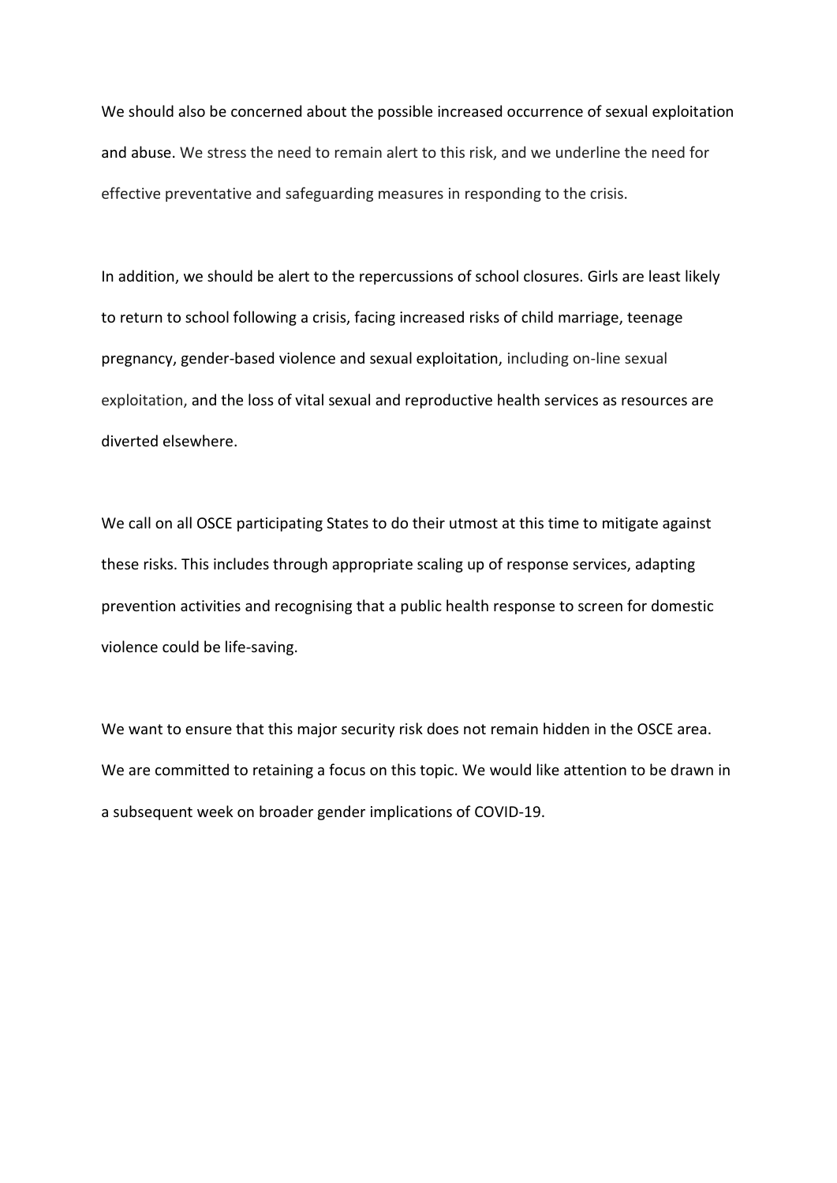We should also be concerned about the possible increased occurrence of sexual exploitation and abuse. We stress the need to remain alert to this risk, and we underline the need for effective preventative and safeguarding measures in responding to the crisis.

In addition, we should be alert to the repercussions of school closures. Girls are least likely to return to school following a crisis, facing increased risks of child marriage, teenage pregnancy, gender-based violence and sexual exploitation, including on-line sexual exploitation, and the loss of vital sexual and reproductive health services as resources are diverted elsewhere.

We call on all OSCE participating States to do their utmost at this time to mitigate against these risks. This includes through appropriate scaling up of response services, adapting prevention activities and recognising that a public health response to screen for domestic violence could be life-saving.

We want to ensure that this major security risk does not remain hidden in the OSCE area. We are committed to retaining a focus on this topic. We would like attention to be drawn in a subsequent week on broader gender implications of COVID-19.